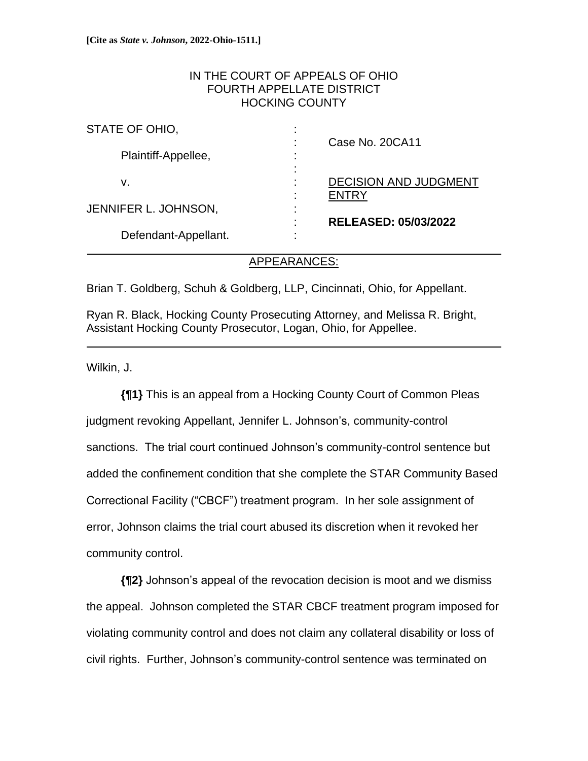**[Cite as *State v. Johnson*, 2022-Ohio-1511.]**

IN THE COURT OF APPEALS OF OHIO
FOURTH APPELLATE DISTRICT
HOCKING COUNTY

| | | |
|---|---|---|
| STATE OF OHIO, | : | |
| | : | Case No. 20CA11 |
| Plaintiff-Appellee, | : | |
| | : | |
| v. | : | DECISION AND JUDGMENT ENTRY |
| | : | |
| JENNIFER L. JOHNSON, | : | |
| | : | **RELEASED: 05/03/2022** |
| Defendant-Appellant. | : | |

APPEARANCES:

Brian T. Goldberg, Schuh & Goldberg, LLP, Cincinnati, Ohio, for Appellant.

Ryan R. Black, Hocking County Prosecuting Attorney, and Melissa R. Bright, Assistant Hocking County Prosecutor, Logan, Ohio, for Appellee.

Wilkin, J.

**{¶1}** This is an appeal from a Hocking County Court of Common Pleas judgment revoking Appellant, Jennifer L. Johnson's, community-control sanctions. The trial court continued Johnson's community-control sentence but added the confinement condition that she complete the STAR Community Based Correctional Facility ("CBCF") treatment program. In her sole assignment of error, Johnson claims the trial court abused its discretion when it revoked her community control.

**{¶2}** Johnson's appeal of the revocation decision is moot and we dismiss the appeal. Johnson completed the STAR CBCF treatment program imposed for violating community control and does not claim any collateral disability or loss of civil rights. Further, Johnson's community-control sentence was terminated on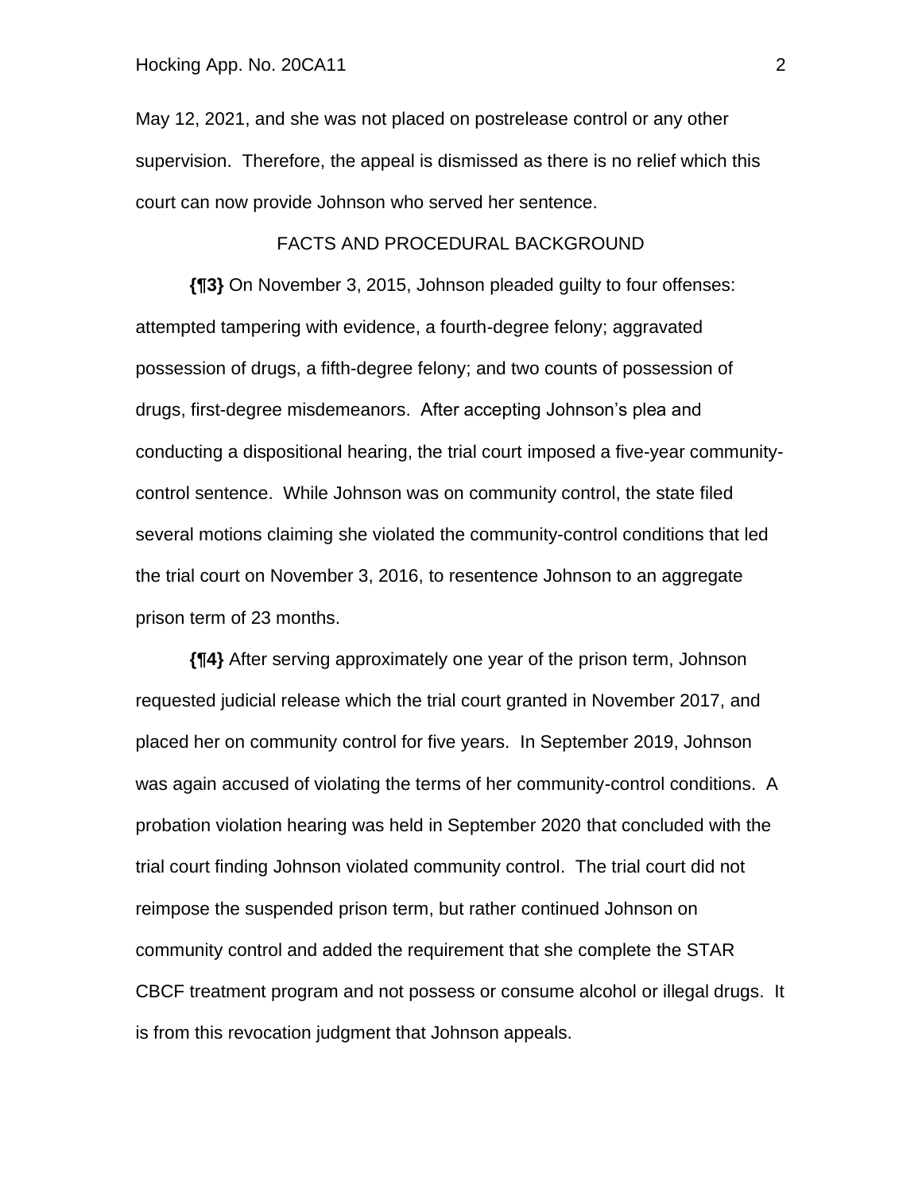May 12, 2021, and she was not placed on postrelease control or any other supervision. Therefore, the appeal is dismissed as there is no relief which this court can now provide Johnson who served her sentence.

FACTS AND PROCEDURAL BACKGROUND

**{¶3}** On November 3, 2015, Johnson pleaded guilty to four offenses: attempted tampering with evidence, a fourth-degree felony; aggravated possession of drugs, a fifth-degree felony; and two counts of possession of drugs, first-degree misdemeanors. After accepting Johnson's plea and conducting a dispositional hearing, the trial court imposed a five-year community-control sentence. While Johnson was on community control, the state filed several motions claiming she violated the community-control conditions that led the trial court on November 3, 2016, to resentence Johnson to an aggregate prison term of 23 months.

**{¶4}** After serving approximately one year of the prison term, Johnson requested judicial release which the trial court granted in November 2017, and placed her on community control for five years. In September 2019, Johnson was again accused of violating the terms of her community-control conditions. A probation violation hearing was held in September 2020 that concluded with the trial court finding Johnson violated community control. The trial court did not reimpose the suspended prison term, but rather continued Johnson on community control and added the requirement that she complete the STAR CBCF treatment program and not possess or consume alcohol or illegal drugs. It is from this revocation judgment that Johnson appeals.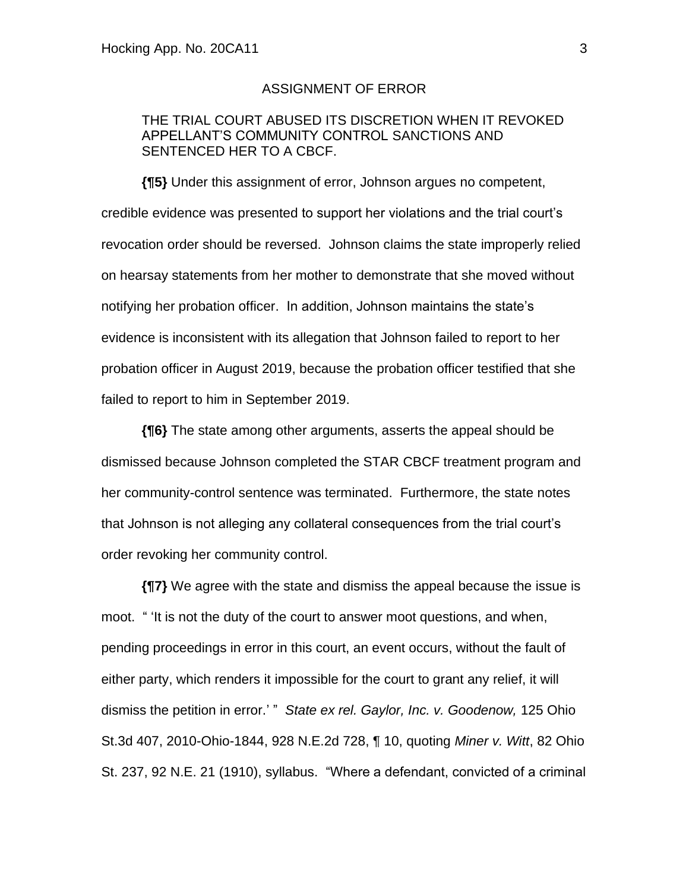ASSIGNMENT OF ERROR

> THE TRIAL COURT ABUSED ITS DISCRETION WHEN IT REVOKED APPELLANT'S COMMUNITY CONTROL SANCTIONS AND SENTENCED HER TO A CBCF.

**{¶5}** Under this assignment of error, Johnson argues no competent, credible evidence was presented to support her violations and the trial court's revocation order should be reversed. Johnson claims the state improperly relied on hearsay statements from her mother to demonstrate that she moved without notifying her probation officer. In addition, Johnson maintains the state's evidence is inconsistent with its allegation that Johnson failed to report to her probation officer in August 2019, because the probation officer testified that she failed to report to him in September 2019.

**{¶6}** The state among other arguments, asserts the appeal should be dismissed because Johnson completed the STAR CBCF treatment program and her community-control sentence was terminated. Furthermore, the state notes that Johnson is not alleging any collateral consequences from the trial court's order revoking her community control.

**{¶7}** We agree with the state and dismiss the appeal because the issue is moot. " 'It is not the duty of the court to answer moot questions, and when, pending proceedings in error in this court, an event occurs, without the fault of either party, which renders it impossible for the court to grant any relief, it will dismiss the petition in error.' " *State ex rel. Gaylor, Inc. v. Goodenow,* 125 Ohio St.3d 407, 2010-Ohio-1844, 928 N.E.2d 728, ¶ 10, quoting *Miner v. Witt*, 82 Ohio St. 237, 92 N.E. 21 (1910), syllabus. "Where a defendant, convicted of a criminal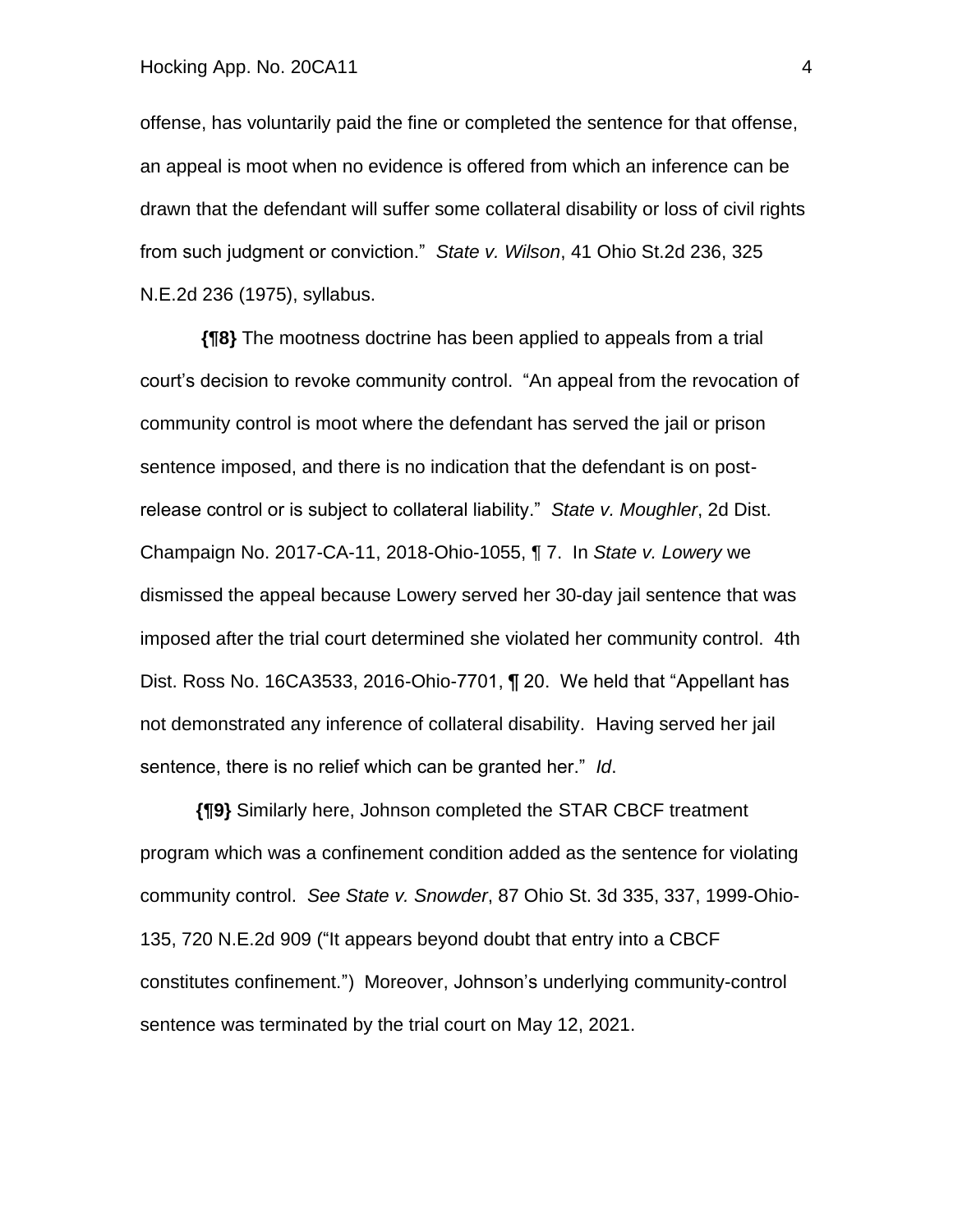offense, has voluntarily paid the fine or completed the sentence for that offense, an appeal is moot when no evidence is offered from which an inference can be drawn that the defendant will suffer some collateral disability or loss of civil rights from such judgment or conviction." *State v. Wilson*, 41 Ohio St.2d 236, 325 N.E.2d 236 (1975), syllabus.

**{¶8}** The mootness doctrine has been applied to appeals from a trial court's decision to revoke community control. "An appeal from the revocation of community control is moot where the defendant has served the jail or prison sentence imposed, and there is no indication that the defendant is on post-release control or is subject to collateral liability." *State v. Moughler*, 2d Dist. Champaign No. 2017-CA-11, 2018-Ohio-1055, ¶ 7. In *State v. Lowery* we dismissed the appeal because Lowery served her 30-day jail sentence that was imposed after the trial court determined she violated her community control. 4th Dist. Ross No. 16CA3533, 2016-Ohio-7701, ¶ 20. We held that "Appellant has not demonstrated any inference of collateral disability. Having served her jail sentence, there is no relief which can be granted her." *Id*.

**{¶9}** Similarly here, Johnson completed the STAR CBCF treatment program which was a confinement condition added as the sentence for violating community control. *See State v. Snowder*, 87 Ohio St. 3d 335, 337, 1999-Ohio-135, 720 N.E.2d 909 ("It appears beyond doubt that entry into a CBCF constitutes confinement.") Moreover, Johnson's underlying community-control sentence was terminated by the trial court on May 12, 2021.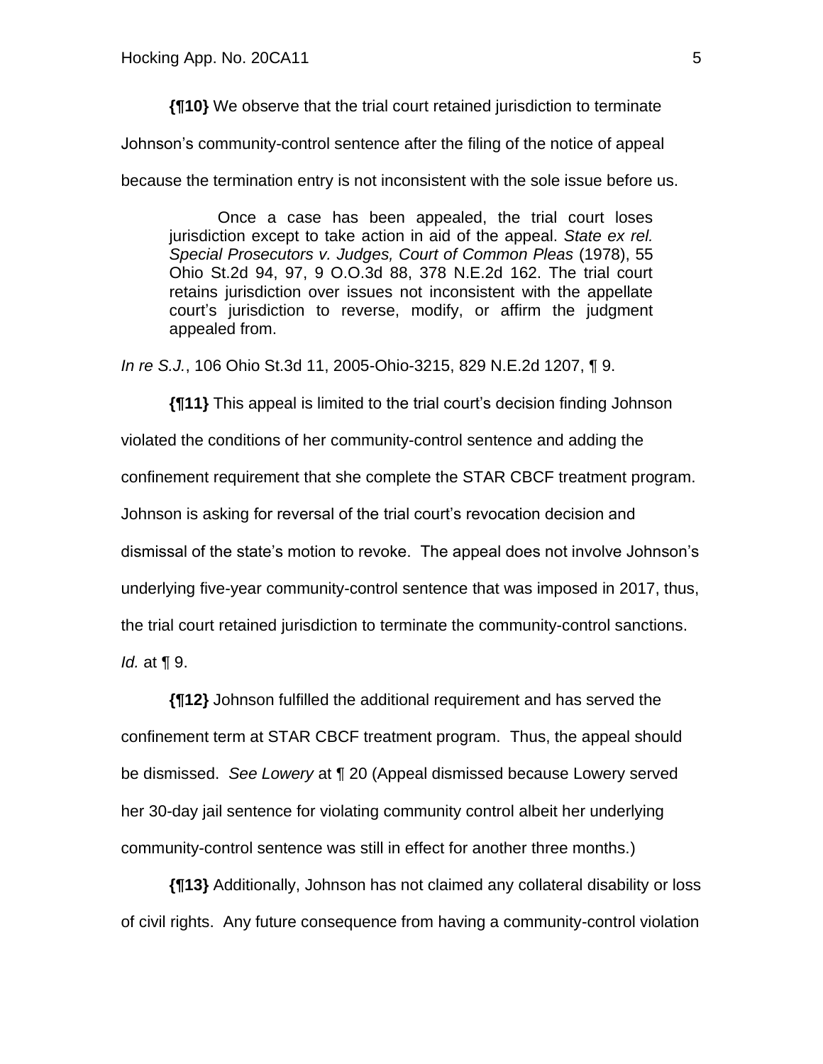**{¶10}** We observe that the trial court retained jurisdiction to terminate Johnson's community-control sentence after the filing of the notice of appeal because the termination entry is not inconsistent with the sole issue before us.

> Once a case has been appealed, the trial court loses jurisdiction except to take action in aid of the appeal. *State ex rel. Special Prosecutors v. Judges, Court of Common Pleas* (1978), 55 Ohio St.2d 94, 97, 9 O.O.3d 88, 378 N.E.2d 162. The trial court retains jurisdiction over issues not inconsistent with the appellate court's jurisdiction to reverse, modify, or affirm the judgment appealed from.

*In re S.J.*, 106 Ohio St.3d 11, 2005-Ohio-3215, 829 N.E.2d 1207, ¶ 9.

**{¶11}** This appeal is limited to the trial court's decision finding Johnson violated the conditions of her community-control sentence and adding the confinement requirement that she complete the STAR CBCF treatment program. Johnson is asking for reversal of the trial court's revocation decision and dismissal of the state's motion to revoke. The appeal does not involve Johnson's underlying five-year community-control sentence that was imposed in 2017, thus, the trial court retained jurisdiction to terminate the community-control sanctions. *Id.* at ¶ 9.

**{¶12}** Johnson fulfilled the additional requirement and has served the confinement term at STAR CBCF treatment program. Thus, the appeal should be dismissed. *See Lowery* at ¶ 20 (Appeal dismissed because Lowery served her 30-day jail sentence for violating community control albeit her underlying community-control sentence was still in effect for another three months.)

**{¶13}** Additionally, Johnson has not claimed any collateral disability or loss of civil rights. Any future consequence from having a community-control violation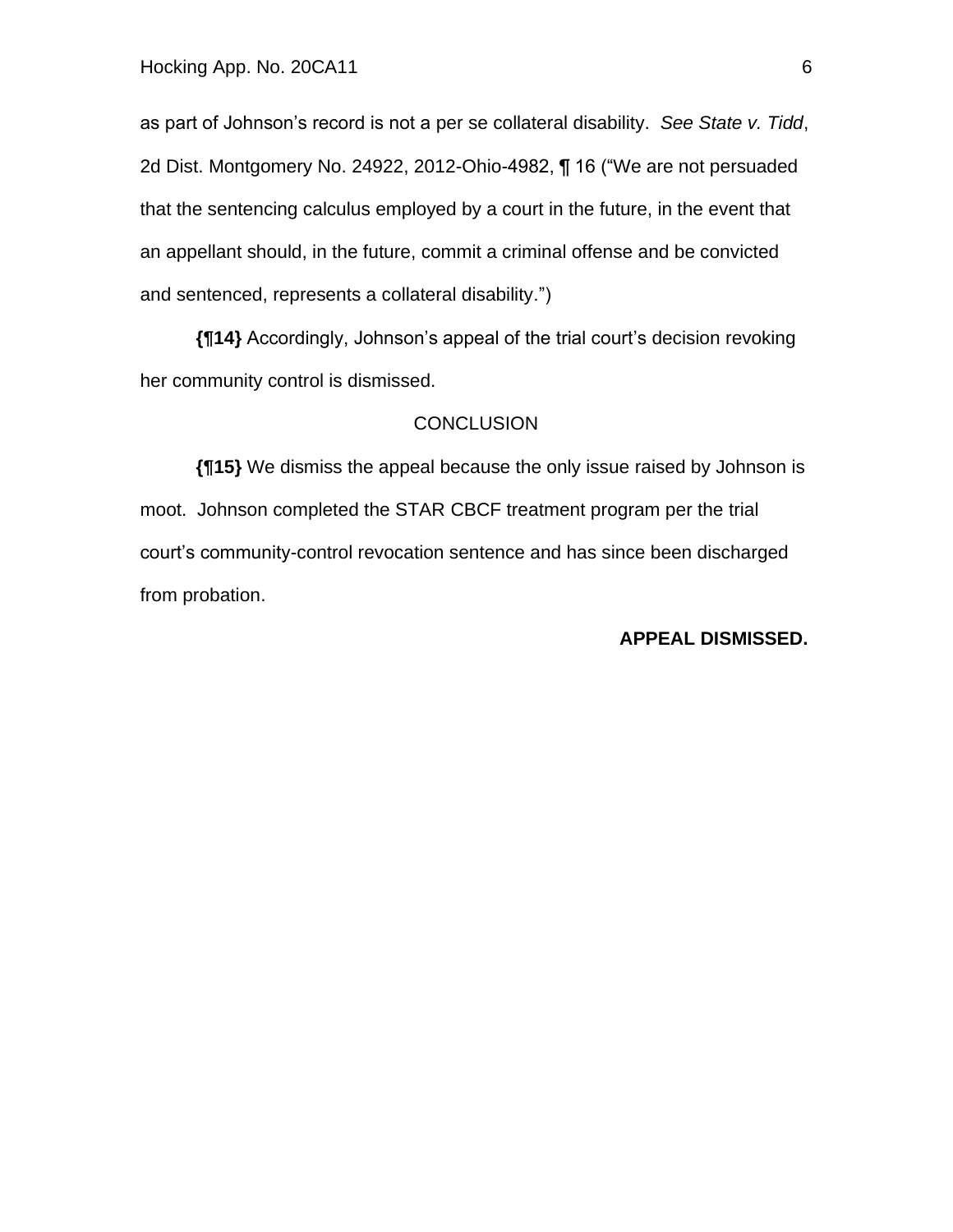as part of Johnson's record is not a per se collateral disability. *See State v. Tidd*, 2d Dist. Montgomery No. 24922, 2012-Ohio-4982, ¶ 16 ("We are not persuaded that the sentencing calculus employed by a court in the future, in the event that an appellant should, in the future, commit a criminal offense and be convicted and sentenced, represents a collateral disability.")

**{¶14}** Accordingly, Johnson's appeal of the trial court's decision revoking her community control is dismissed.

## CONCLUSION

**{¶15}** We dismiss the appeal because the only issue raised by Johnson is moot. Johnson completed the STAR CBCF treatment program per the trial court's community-control revocation sentence and has since been discharged from probation.

**APPEAL DISMISSED.**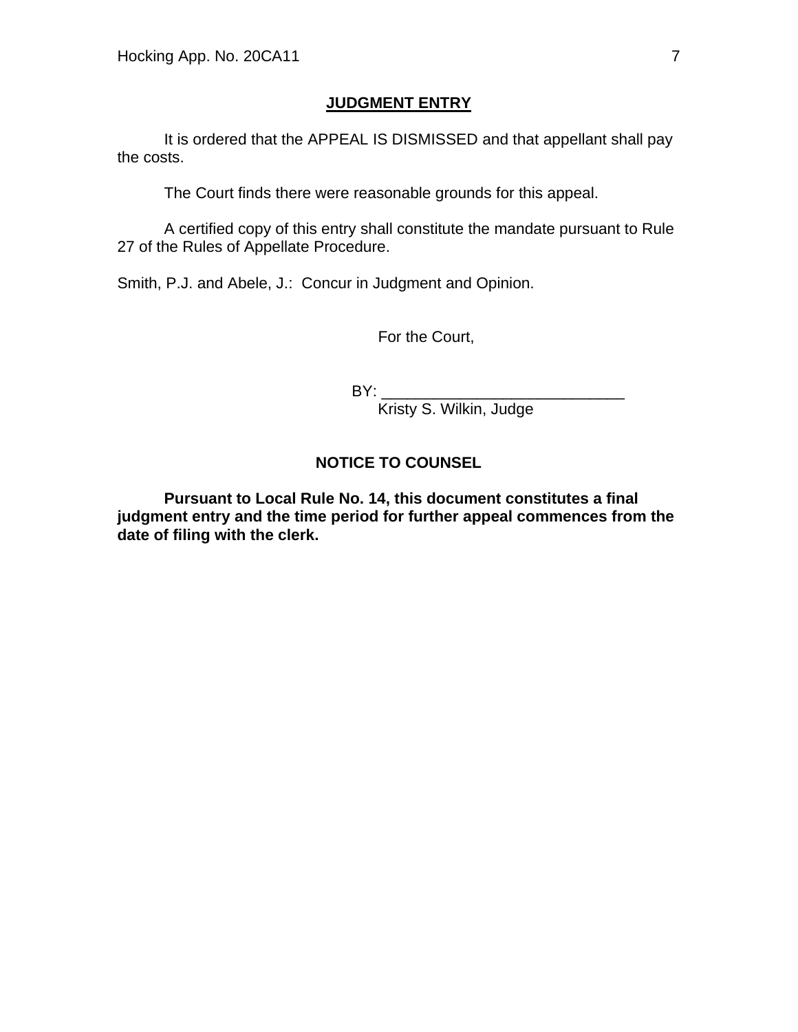## JUDGMENT ENTRY

It is ordered that the APPEAL IS DISMISSED and that appellant shall pay the costs.

The Court finds there were reasonable grounds for this appeal.

A certified copy of this entry shall constitute the mandate pursuant to Rule 27 of the Rules of Appellate Procedure.

Smith, P.J. and Abele, J.: Concur in Judgment and Opinion.

For the Court,

BY: ____________________________
Kristy S. Wilkin, Judge

## NOTICE TO COUNSEL

**Pursuant to Local Rule No. 14, this document constitutes a final judgment entry and the time period for further appeal commences from the date of filing with the clerk.**